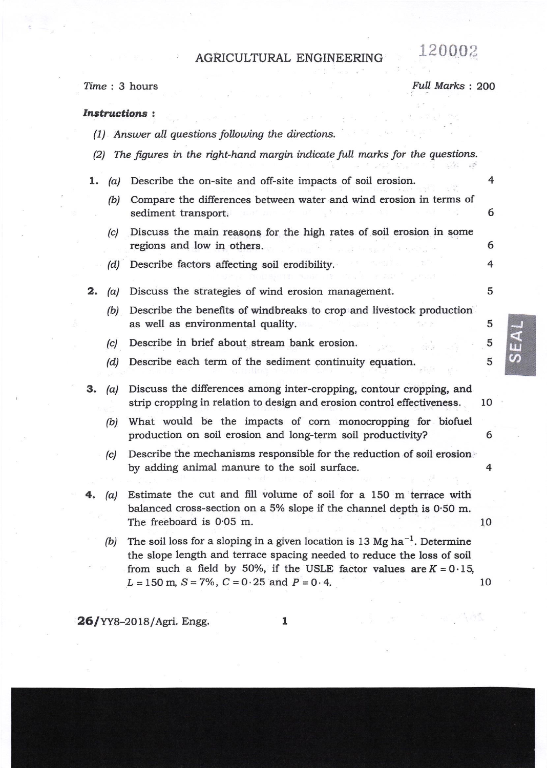# AGRICULTURAL ENGINEERING

120002

*Time* : 3 hours

*Full Marks* : 200

***Instructions*** :

*(1) Answer all questions following the directions.*

*(2) The figures in the right-hand margin indicate full marks for the questions.*

**1.** *(a)* Describe the on-site and off-site impacts of soil erosion. 4

*(b)* Compare the differences between water and wind erosion in terms of sediment transport. 6

*(c)* Discuss the main reasons for the high rates of soil erosion in some regions and low in others. 6

*(d)* Describe factors affecting soil erodibility. 4

**2.** *(a)* Discuss the strategies of wind erosion management. 5

*(b)* Describe the benefits of windbreaks to crop and livestock production as well as environmental quality. 5

*(c)* Describe in brief about stream bank erosion. 5

*(d)* Describe each term of the sediment continuity equation. 5

**3.** *(a)* Discuss the differences among inter-cropping, contour cropping, and strip cropping in relation to design and erosion control effectiveness. 10

*(b)* What would be the impacts of corn monocropping for biofuel production on soil erosion and long-term soil productivity? 6

*(c)* Describe the mechanisms responsible for the reduction of soil erosion by adding animal manure to the soil surface. 4

**4.** *(a)* Estimate the cut and fill volume of soil for a 150 m terrace with balanced cross-section on a 5% slope if the channel depth is 0·50 m. The freeboard is 0·05 m. 10

*(b)* The soil loss for a sloping in a given location is 13 Mg $ha^{-1}$. Determine the slope length and terrace spacing needed to reduce the loss of soil from such a field by 50%, if the USLE factor values are $K = 0 \cdot 15$, $L = 150$ m, $S = 7\%$, $C = 0 \cdot 25$ and $P = 0 \cdot 4$. 10

26/YY8–2018/Agri. Engg.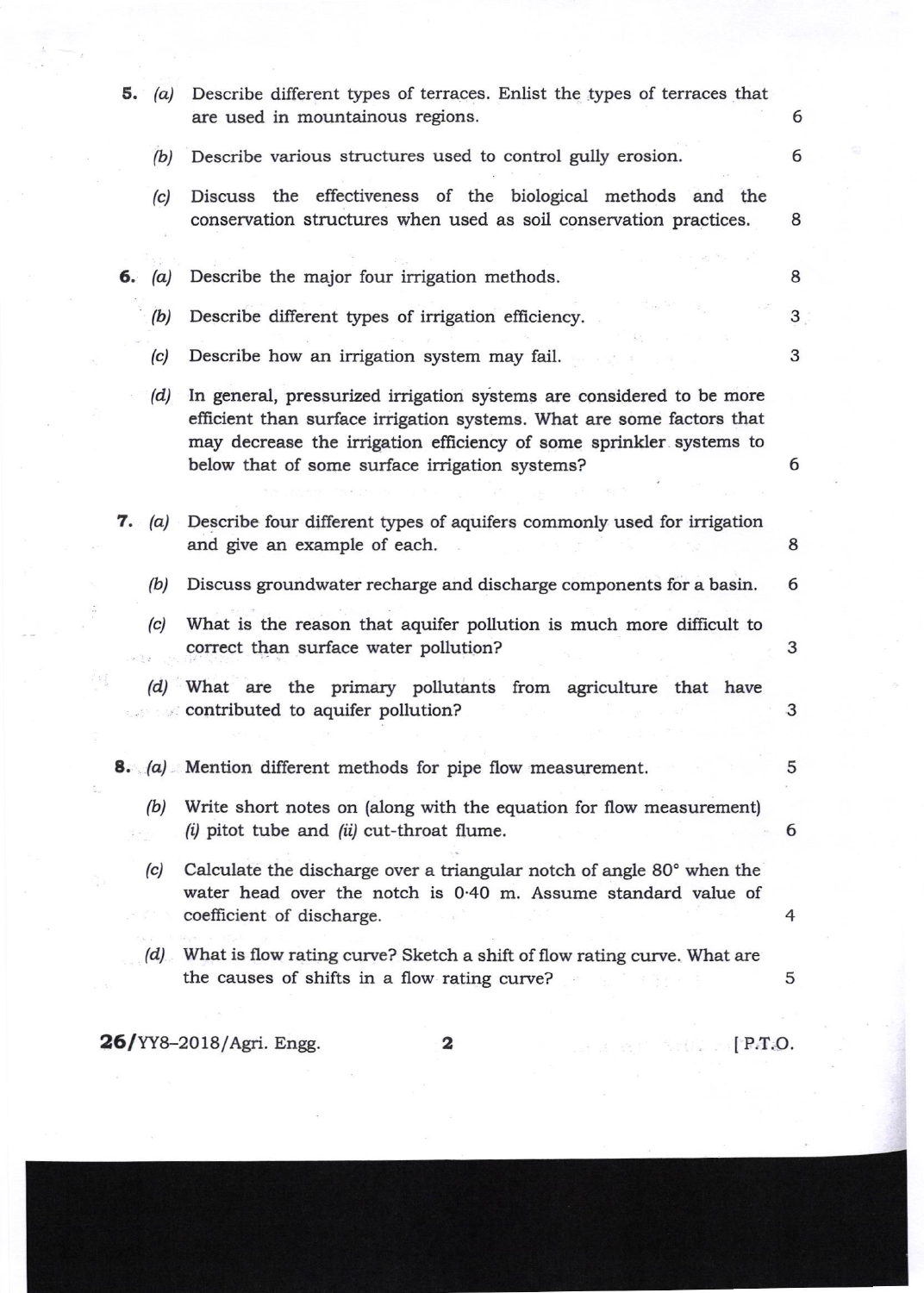5. *(a)* Describe different types of terraces. Enlist the types of terraces that are used in mountainous regions. 6

*(b)* Describe various structures used to control gully erosion. 6

*(c)* Discuss the effectiveness of the biological methods and the conservation structures when used as soil conservation practices. 8

6. *(a)* Describe the major four irrigation methods. 8

*(b)* Describe different types of irrigation efficiency. 3

*(c)* Describe how an irrigation system may fail. 3

*(d)* In general, pressurized irrigation systems are considered to be more efficient than surface irrigation systems. What are some factors that may decrease the irrigation efficiency of some sprinkler systems to below that of some surface irrigation systems? 6

7. *(a)* Describe four different types of aquifers commonly used for irrigation and give an example of each. 8

*(b)* Discuss groundwater recharge and discharge components for a basin. 6

*(c)* What is the reason that aquifer pollution is much more difficult to correct than surface water pollution? 3

*(d)* What are the primary pollutants from agriculture that have contributed to aquifer pollution? 3

8. *(a)* Mention different methods for pipe flow measurement. 5

*(b)* Write short notes on (along with the equation for flow measurement) *(i)* pitot tube and *(ii)* cut-throat flume. 6

*(c)* Calculate the discharge over a triangular notch of angle 80° when the water head over the notch is 0·40 m. Assume standard value of coefficient of discharge. 4

*(d)* What is flow rating curve? Sketch a shift of flow rating curve. What are the causes of shifts in a flow rating curve? 5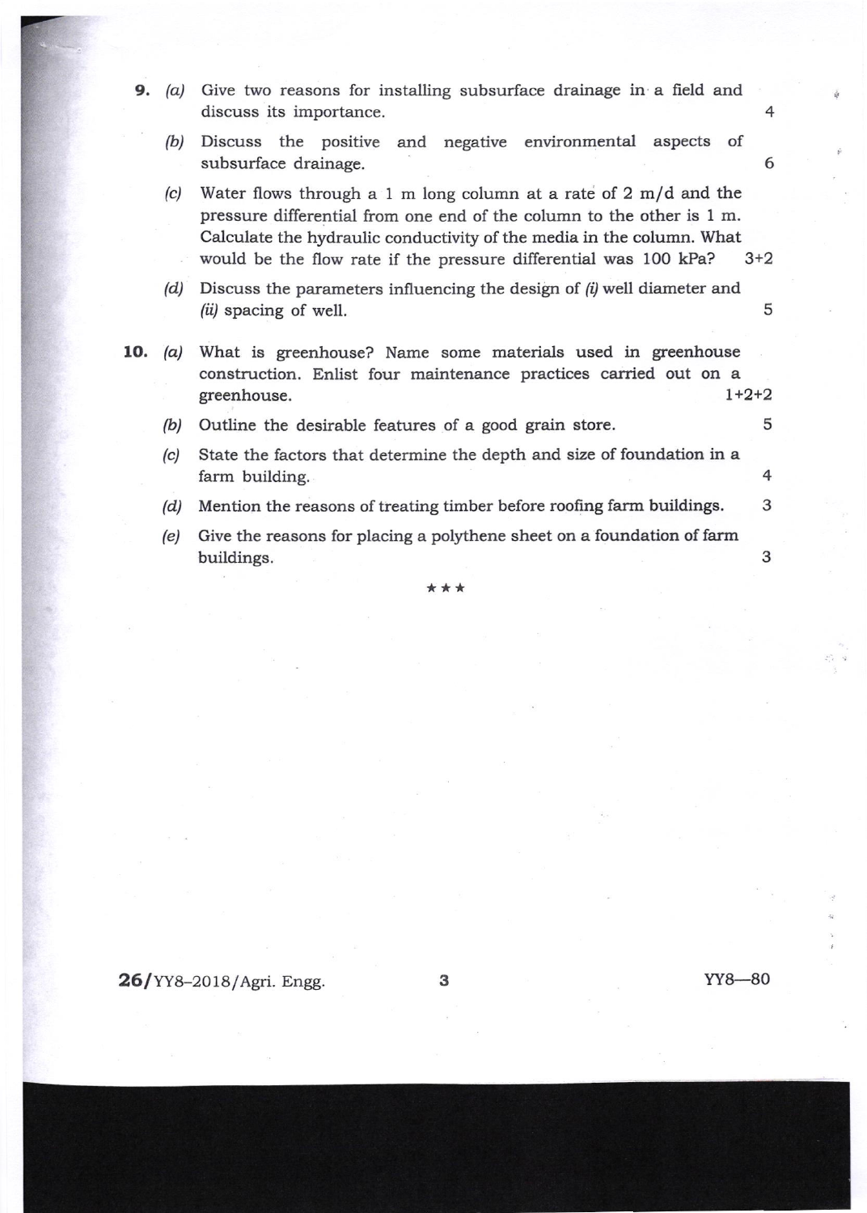9. *(a)* Give two reasons for installing subsurface drainage in a field and discuss its importance. 4

   *(b)* Discuss the positive and negative environmental aspects of subsurface drainage. 6

   *(c)* Water flows through a 1 m long column at a rate of 2 m/d and the pressure differential from one end of the column to the other is 1 m. Calculate the hydraulic conductivity of the media in the column. What would be the flow rate if the pressure differential was 100 kPa? 3+2

   *(d)* Discuss the parameters influencing the design of *(i)* well diameter and *(ii)* spacing of well. 5

10. *(a)* What is greenhouse? Name some materials used in greenhouse construction. Enlist four maintenance practices carried out on a greenhouse. 1+2+2

    *(b)* Outline the desirable features of a good grain store. 5

    *(c)* State the factors that determine the depth and size of foundation in a farm building. 4

    *(d)* Mention the reasons of treating timber before roofing farm buildings. 3

    *(e)* Give the reasons for placing a polythene sheet on a foundation of farm buildings. 3

★★★